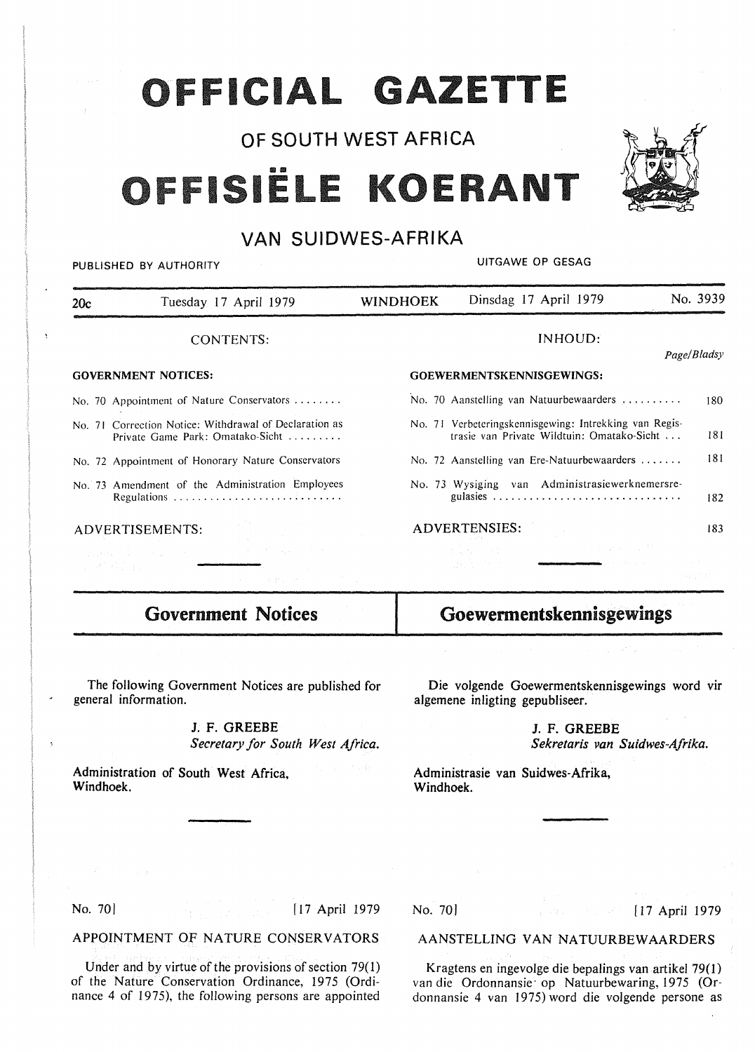# OFFICIAL GAZETTE

## OF SOUTH WEST AFRICA

# OFFISIËLE KOERANT

## VAN SUIDWES-AFRIKA

PUBLISHED BY AUTHORITY — UITGAWE OP GESAG

| 20c | Tuesday 17 April 1979 | WINDHOEK | Dinsdag 17 April 1979 | No. 3939 |
|---|---|---|---|---|

CONTENTS:

**GOVERNMENT NOTICES:**

No. 70 Appointment of Nature Conservators

No. 71 Correction Notice: Withdrawal of Declaration as Private Game Park: Omatako-Sicht

No. 72 Appointment of Honorary Nature Conservators

No. 73 Amendment of the Administration Employees Regulations

ADVERTISEMENTS:

INHOUD:

*Page/Bladsy*

**GOEWERMENTSKENNISGEWINGS:**

| | Page/Bladsy |
|---|---|
| No. 70 Aanstelling van Natuurbewaarders | 180 |
| No. 71 Verbeteringskennisgewing: Intrekking van Registrasie van Private Wildtuin: Omatako-Sicht | 181 |
| No. 72 Aanstelling van Ere-Natuurbewaarders | 181 |
| No. 73 Wysiging van Administrasiewerknemersregulasies | 182 |
| ADVERTENSIES: | 183 |

## Government Notices

The following Government Notices are published for general information.

J. F. GREEBE
*Secretary for South West Africa.*

Administration of South West Africa,
Windhoek.

No. 70] [17 April 1979

### APPOINTMENT OF NATURE CONSERVATORS

Under and by virtue of the provisions of section 79(1) of the Nature Conservation Ordinance, 1975 (Ordinance 4 of 1975), the following persons are appointed

## Goewermentskennisgewings

Die volgende Goewermentskennisgewings word vir algemene inligting gepubliseer.

J. F. GREEBE
*Sekretaris van Suidwes-Afrika.*

Administrasie van Suidwes-Afrika,
Windhoek.

No. 70] [17 April 1979

### AANSTELLING VAN NATUURBEWAARDERS

Kragtens en ingevolge die bepalings van artikel 79(1) van die Ordonnansie op Natuurbewaring, 1975 (Ordonnansie 4 van 1975) word die volgende persone as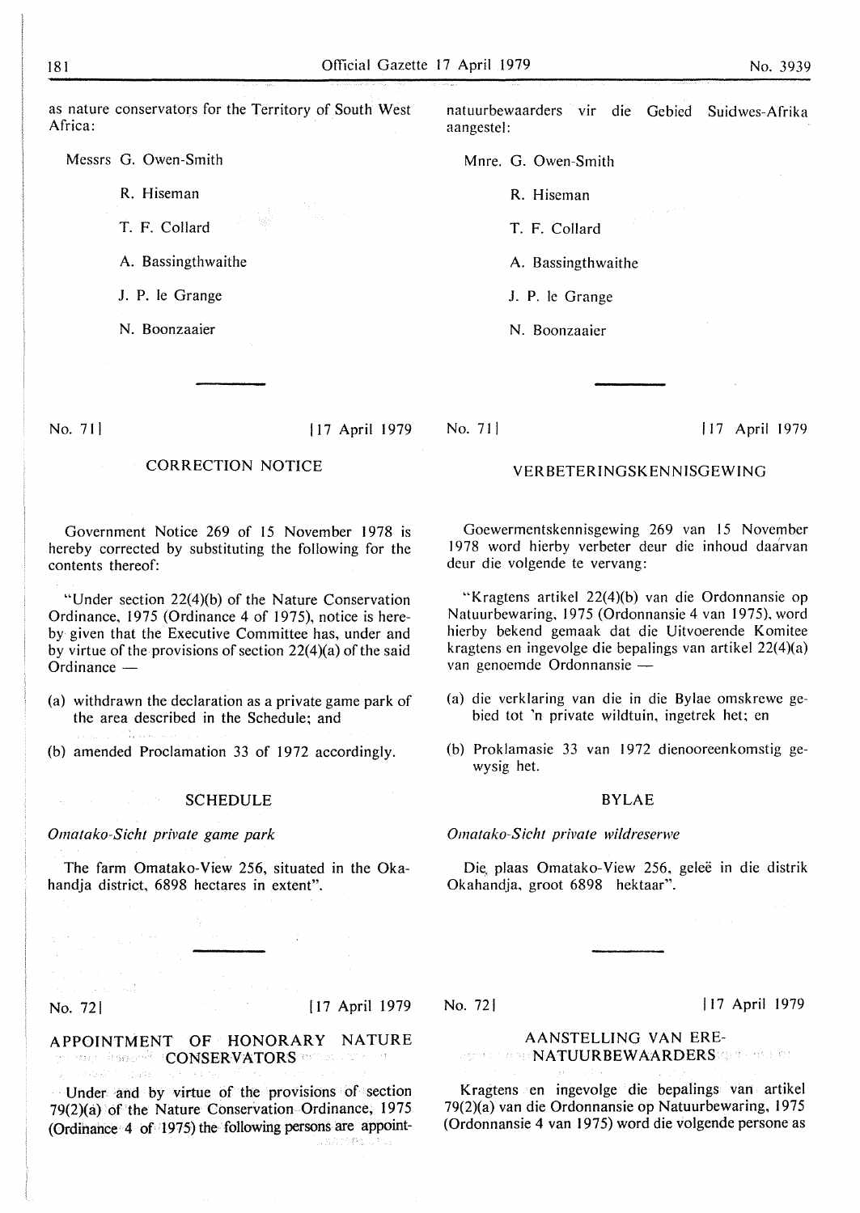as nature conservators for the Territory of South West Africa:

Messrs G. Owen-Smith

R. Hiseman

T. F. Collard

A. Bassingthwaithe

J. P. le Grange

N. Boonzaaier

natuurbewaarders vir die Gebied Suidwes-Afrika aangestel:

Mnre. G. Owen-Smith

R. Hiseman

T. F. Collard

A. Bassingthwaithe

J. P. le Grange

N. Boonzaaier

---

No. 71] [17 April 1979

## CORRECTION NOTICE

Government Notice 269 of 15 November 1978 is hereby corrected by substituting the following for the contents thereof:

"Under section 22(4)(b) of the Nature Conservation Ordinance, 1975 (Ordinance 4 of 1975), notice is hereby given that the Executive Committee has, under and by virtue of the provisions of section 22(4)(a) of the said Ordinance —

(a) withdrawn the declaration as a private game park of the area described in the Schedule; and

(b) amended Proclamation 33 of 1972 accordingly.

### SCHEDULE

*Omatako-Sicht private game park*

The farm Omatako-View 256, situated in the Okahandja district, 6898 hectares in extent".

No. 71] [17 April 1979

## VERBETERINGSKENNISGEWING

Goewermentskennisgewing 269 van 15 November 1978 word hierby verbeter deur die inhoud daarvan deur die volgende te vervang:

"Kragtens artikel 22(4)(b) van die Ordonnansie op Natuurbewaring, 1975 (Ordonnansie 4 van 1975), word hierby bekend gemaak dat die Uitvoerende Komitee kragtens en ingevolge die bepalings van artikel 22(4)(a) van genoemde Ordonnansie —

(a) die verklaring van die in die Bylae omskrewe gebied tot 'n private wildtuin, ingetrek het; en

(b) Proklamasie 33 van 1972 dienooreenkomstig gewysig het.

### BYLAE

*Omatako-Sicht private wildreserwe*

Die plaas Omatako-View 256, geleë in die distrik Okahandja, groot 6898 hektaar".

---

No. 72] [17 April 1979

## APPOINTMENT OF HONORARY NATURE CONSERVATORS

Under and by virtue of the provisions of section 79(2)(a) of the Nature Conservation Ordinance, 1975 (Ordinance 4 of 1975) the following persons are appoint-

No. 72] [17 April 1979

## AANSTELLING VAN ERE-NATUURBEWAARDERS

Kragtens en ingevolge die bepalings van artikel 79(2)(a) van die Ordonnansie op Natuurbewaring, 1975 (Ordonnansie 4 van 1975) word die volgende persone as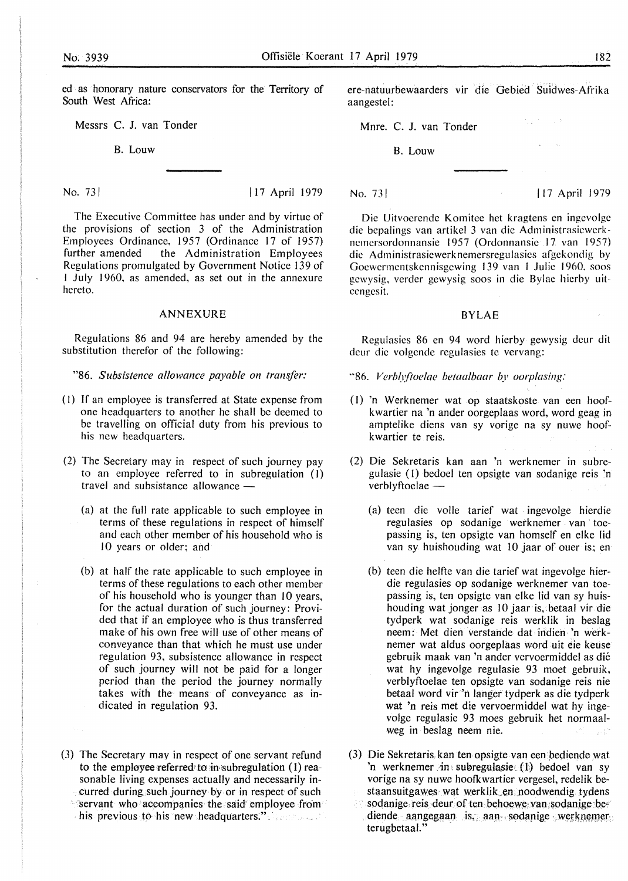ed as honorary nature conservators for the Territory of South West Africa:

Messrs C. J. van Tonder

B. Louw

No. 73 | 17 April 1979

The Executive Committee has under and by virtue of the provisions of section 3 of the Administration Employees Ordinance, 1957 (Ordinance 17 of 1957) further amended the Administration Employees Regulations promulgated by Government Notice 139 of 1 July 1960, as amended, as set out in the annexure hereto.

ANNEXURE

Regulations 86 and 94 are hereby amended by the substitution therefor of the following:

"86. *Subsistence allowance payable on transfer:*

(1) If an employee is transferred at State expense from one headquarters to another he shall be deemed to be travelling on official duty from his previous to his new headquarters.

(2) The Secretary may in respect of such journey pay to an employee referred to in subregulation (1) travel and subsistance allowance —

(a) at the full rate applicable to such employee in terms of these regulations in respect of himself and each other member of his household who is 10 years or older; and

(b) at half the rate applicable to such employee in terms of these regulations to each other member of his household who is younger than 10 years, for the actual duration of such journey: Provided that if an employee who is thus transferred make of his own free will use of other means of conveyance than that which he must use under regulation 93, subsistence allowance in respect of such journey will not be paid for a longer period than the period the journey normally takes with the means of conveyance as indicated in regulation 93.

(3) The Secretary may in respect of one servant refund to the employee referred to in subregulation (1) reasonable living expenses actually and necessarily incurred during such journey by or in respect of such servant who accompanies the said employee from his previous to his new headquarters."

ere-natuurbewaarders vir die Gebied Suidwes-Afrika aangestel:

Mnre. C. J. van Tonder

B. Louw

No. 73 | 17 April 1979

Die Uitvoerende Komitee het kragtens en ingevolge die bepalings van artikel 3 van die Administrasiewerknemersordonnansie 1957 (Ordonnansie 17 van 1957) die Administrasiewerknemersregulasies afgekondig by Goewermentskennisgewing 139 van 1 Julie 1960, soos gewysig, verder gewysig soos in die Bylae hierby uiteengesit.

BYLAE

Regulasies 86 en 94 word hierby gewysig deur dit deur die volgende regulasies te vervang:

"86. *Verblyftoelae betaalbaar by oorplasing:*

(1) 'n Werknemer wat op staatskoste van een hoofkwartier na 'n ander oorgeplaas word, word geag in amptelike diens van sy vorige na sy nuwe hoofkwartier te reis.

(2) Die Sekretaris kan aan 'n werknemer in subregulasie (1) bedoel ten opsigte van sodanige reis 'n verblyftoelae —

(a) teen die volle tarief wat ingevolge hierdie regulasies op sodanige werknemer van toepassing is, ten opsigte van homself en elke lid van sy huishouding wat 10 jaar of ouer is; en

(b) teen die helfte van die tarief wat ingevolge hierdie regulasies op sodanige werknemer van toepassing is, ten opsigte van elke lid van sy huishouding wat jonger as 10 jaar is, betaal vir die tydperk wat sodanige reis werklik in beslag neem: Met dien verstande dat indien 'n werknemer wat aldus oorgeplaas word uit eie keuse gebruik maak van 'n ander vervoermiddel as dié wat hy ingevolge regulasie 93 moet gebruik, verblyftoelae ten opsigte van sodanige reis nie betaal word vir 'n langer tydperk as die tydperk wat 'n reis met die vervoermiddel wat hy ingevolge regulasie 93 moes gebruik het normaalweg in beslag neem nie.

(3) Die Sekretaris kan ten opsigte van een bediende wat 'n werknemer in subregulasie (1) bedoel van sy vorige na sy nuwe hoofkwartier vergesel, redelik bestaansuitgawes wat werklik en noodwendig tydens sodanige reis deur of ten behoewe van sodanige bediende aangegaan is, aan sodanige werknemer terugbetaal."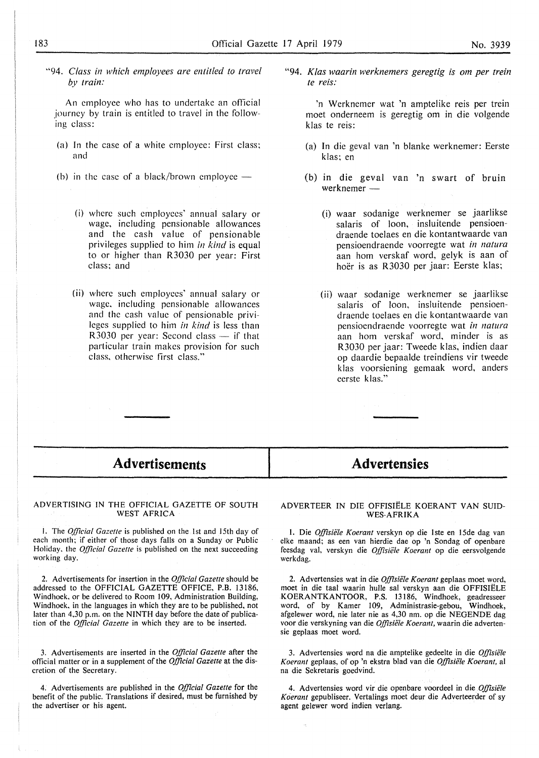"94. *Class in which employees are entitled to travel by train:*

An employee who has to undertake an official journey by train is entitled to travel in the following class:

(a) In the case of a white employee: First class; and

(b) in the case of a black/brown employee —

(i) where such employees' annual salary or wage, including pensionable allowances and the cash value of pensionable privileges supplied to him *in kind* is equal to or higher than R3030 per year: First class; and

(ii) where such employees' annual salary or wage, including pensionable allowances and the cash value of pensionable privileges supplied to him *in kind* is less than R3030 per year: Second class — if that particular train makes provision for such class, otherwise first class."

"94. *Klas waarin werknemers geregtig is om per trein te reis:*

'n Werknemer wat 'n amptelike reis per trein moet onderneem is geregtig om in die volgende klas te reis:

(a) In die geval van 'n blanke werknemer: Eerste klas; en

(b) in die geval van 'n swart of bruin werknemer —

(i) waar sodanige werknemer se jaarlikse salaris of loon, insluitende pensioendraende toelaes en die kontantwaarde van pensioendraende voorregte wat *in natura* aan hom verskaf word, gelyk is aan of hoër is as R3030 per jaar: Eerste klas;

(ii) waar sodanige werknemer se jaarlikse salaris of loon, insluitende pensioendraende toelaes en die kontantwaarde van pensioendraende voorregte wat *in natura* aan hom verskaf word, minder is as R3030 per jaar: Tweede klas, indien daar op daardie bepaalde treindiens vir tweede klas voorsiening gemaak word, anders eerste klas."

# Advertisements

## ADVERTISING IN THE OFFICIAL GAZETTE OF SOUTH WEST AFRICA

1. The *Official Gazette* is published on the 1st and 15th day of each month; if either of those days falls on a Sunday or Public Holiday, the *Official Gazette* is published on the next succeeding working day.

2. Advertisements for insertion in the *Official Gazette* should be addressed to the OFFICIAL GAZETTE OFFICE, P.B. 13186, Windhoek, or be delivered to Room 109, Administration Building, Windhoek, in the languages in which they are to be published, not later than 4,30 p.m. on the NINTH day before the date of publication of the *Official Gazette* in which they are to be inserted.

3. Advertisements are inserted in the *Official Gazette* after the official matter or in a supplement of the *Official Gazette* at the discretion of the Secretary.

4. Advertisements are published in the *Official Gazette* for the benefit of the public. Translations if desired, must be furnished by the advertiser or his agent.

# Advertensies

## ADVERTEER IN DIE OFFISIËLE KOERANT VAN SUIDWES-AFRIKA

1. Die *Offisiële Koerant* verskyn op die 1ste en 15de dag van elke maand; as een van hierdie dae op 'n Sondag of openbare feesdag val, verskyn die *Offisiële Koerant* op die eersvolgende werkdag.

2. Advertensies wat in die *Offisiële Koerant* geplaas moet word, moet in die taal waarin hulle sal verskyn aan die OFFISIËLE KOERANTKANTOOR, P.S. 13186, Windhoek, geadresseer word, of by Kamer 109, Administrasie-gebou, Windhoek, afgelewer word, nie later nie as 4,30 nm. op die NEGENDE dag voor die verskyning van die *Offisiële Koerant*, waarin die advertensie geplaas moet word.

3. Advertensies word na die amptelike gedeelte in die *Offisiële Koerant* geplaas, of op 'n ekstra blad van die *Offisiële Koerant*, al na die Sekretaris goedvind.

4. Advertensies word vir die openbare voordeel in die *Offisiële Koerant* gepubliseer. Vertalings moet deur die Adverteerder of sy agent gelewer word indien verlang.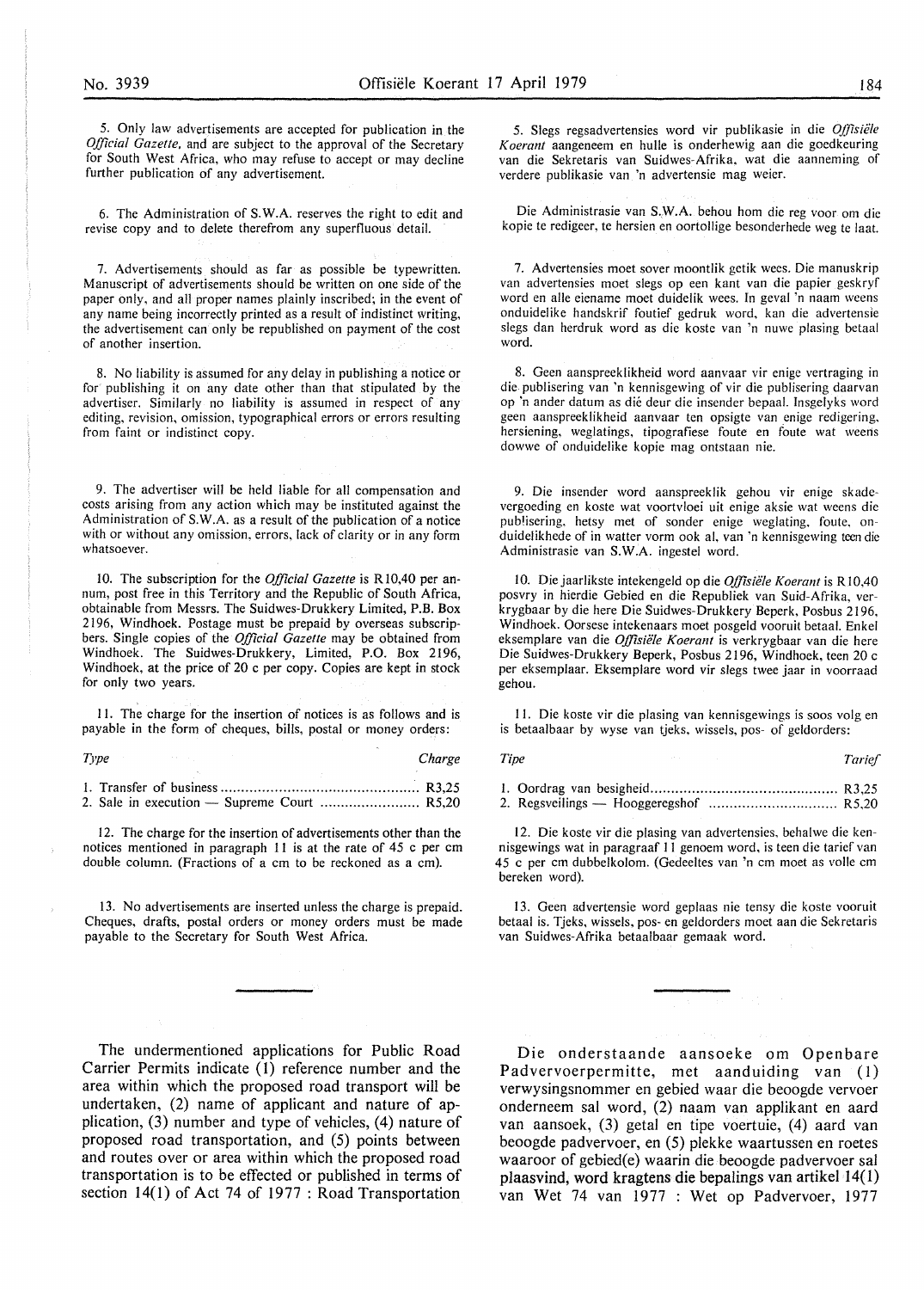5. Only law advertisements are accepted for publication in the *Official Gazette,* and are subject to the approval of the Secretary for South West Africa, who may refuse to accept or may decline further publication of any advertisement.

6. The Administration of S.W.A. reserves the right to edit and revise copy and to delete therefrom any superfluous detail.

7. Advertisements should as far as possible be typewritten. Manuscript of advertisements should be written on one side of the paper only, and all proper names plainly inscribed; in the event of any name being incorrectly printed as a result of indistinct writing, the advertisement can only be republished on payment of the cost of another insertion.

8. No liability is assumed for any delay in publishing a notice or for publishing it on any date other than that stipulated by the advertiser. Similarly no liability is assumed in respect of any editing, revision, omission, typographical errors or errors resulting from faint or indistinct copy.

9. The advertiser will be held liable for all compensation and costs arising from any action which may be instituted against the Administration of S.W.A. as a result of the publication of a notice with or without any omission, errors, lack of clarity or in any form whatsoever.

10. The subscription for the *Official Gazette* is R10,40 per annum, post free in this Territory and the Republic of South Africa, obtainable from Messrs. The Suidwes-Drukkery Limited, P.B. Box 2196, Windhoek. Postage must be prepaid by overseas subscribers. Single copies of the *Official Gazette* may be obtained from Windhoek. The Suidwes-Drukkery, Limited, P.O. Box 2196, Windhoek, at the price of 20 c per copy. Copies are kept in stock for only two years.

11. The charge for the insertion of notices is as follows and is payable in the form of cheques, bills, postal or money orders:

| *Type* | *Charge* |
|---|---|
| 1. Transfer of business | R3,25 |
| 2. Sale in execution — Supreme Court | R5,20 |

12. The charge for the insertion of advertisements other than the notices mentioned in paragraph 11 is at the rate of 45 c per cm double column. (Fractions of a cm to be reckoned as a cm).

13. No advertisements are inserted unless the charge is prepaid. Cheques, drafts, postal orders or money orders must be made payable to the Secretary for South West Africa.

5. Slegs regsadvertensies word vir publikasie in die *Offisiële Koerant* aangeneem en hulle is onderhewig aan die goedkeuring van die Sekretaris van Suidwes-Afrika, wat die aanneming of verdere publikasie van 'n advertensie mag weier.

Die Administrasie van S.W.A. behou hom die reg voor om die kopie te redigeer, te hersien en oortollige besonderhede weg te laat.

7. Advertensies moet sover moontlik getik wees. Die manuskrip van advertensies moet slegs op een kant van die papier geskryf word en alle eiename moet duidelik wees. In geval 'n naam weens onduidelike handskrif foutief gedruk word, kan die advertensie slegs dan herdruk word as die koste van 'n nuwe plasing betaal word.

8. Geen aanspreeklikheid word aanvaar vir enige vertraging in die publisering van 'n kennisgewing of vir die publisering daarvan op 'n ander datum as dié deur die insender bepaal. Insgelyks word geen aanspreeklikheid aanvaar ten opsigte van enige redigering, hersiening, weglatings, tipografiese foute en foute wat weens dowwe of onduidelike kopie mag ontstaan nie.

9. Die insender word aanspreeklik gehou vir enige skadevergoeding en koste wat voortvloei uit enige aksie wat weens die publisering, hetsy met of sonder enige weglating, foute, onduidelikhede of in watter vorm ook al, van 'n kennisgewing teen die Administrasie van S.W.A. ingestel word.

10. Die jaarlikste intekengeld op die *Offisiële Koerant* is R10,40 posvry in hierdie Gebied en die Republiek van Suid-Afrika, verkrygbaar by die here Die Suidwes-Drukkery Beperk, Posbus 2196, Windhoek. Oorsese intekenaars moet posgeld vooruit betaal. Enkel eksemplare van die *Offisiële Koerant* is verkrygbaar van die here Die Suidwes-Drukkery Beperk, Posbus 2196, Windhoek, teen 20 c per eksemplaar. Eksemplare word vir slegs twee jaar in voorraad gehou.

11. Die koste vir die plasing van kennisgewings is soos volg en is betaalbaar by wyse van tjeks, wissels, pos- of geldorders:

| *Tipe* | *Tarief* |
|---|---|
| 1. Oordrag van besigheid | R3,25 |
| 2. Regsveilings — Hooggeregshof | R5,20 |

12. Die koste vir die plasing van advertensies, behalwe die kennisgewings wat in paragraaf 11 genoem word, is teen die tarief van 45 c per cm dubbelkolom. (Gedeeltes van 'n cm moet as volle cm bereken word).

13. Geen advertensie word geplaas nie tensy die koste vooruit betaal is. Tjeks, wissels, pos- en geldorders moet aan die Sekretaris van Suidwes-Afrika betaalbaar gemaak word.

---

The undermentioned applications for Public Road Carrier Permits indicate (1) reference number and the area within which the proposed road transport will be undertaken, (2) name of applicant and nature of application, (3) number and type of vehicles, (4) nature of proposed road transportation, and (5) points between and routes over or area within which the proposed road transportation is to be effected or published in terms of section 14(1) of Act 74 of 1977 : Road Transportation

Die onderstaande aansoeke om Openbare Padvervoerpermitte, met aanduiding van (1) verwysingsnommer en gebied waar die beoogde vervoer onderneem sal word, (2) naam van applikant en aard van aansoek, (3) getal en tipe voertuie, (4) aard van beoogde padvervoer, en (5) plekke waartussen en roetes waaroor of gebied(e) waarin die beoogde padvervoer sal plaasvind, word kragtens die bepalings van artikel 14(1) van Wet 74 van 1977 : Wet op Padvervoer, 1977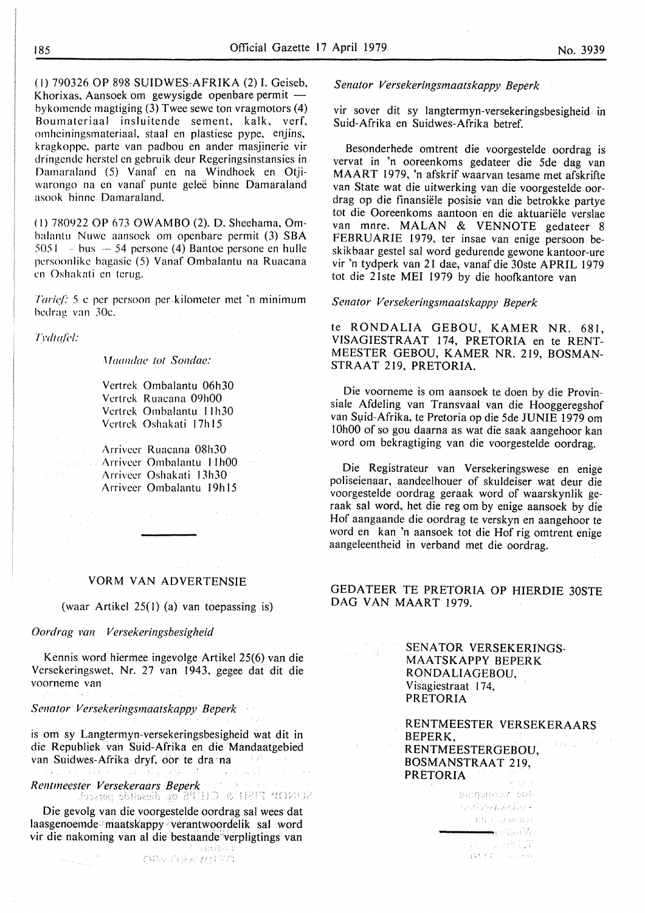(1) 790326 OP 898 SUIDWES-AFRIKA (2) I. Geiseb, Khorixas, Aansoek om gewysigde openbare permit — bykomende magtiging (3) Twee sewe ton vragmotors (4) Boumateriaal insluitende sement, kalk, verf, omheiningsmateriaal, staal en plastiese pype, enjins, kragkoppe, parte van padbou en ander masjinerie vir dringende herstel en gebruik deur Regeringsinstansies in Damaraland (5) Vanaf en na Windhoek en Otjiwarongo na en vanaf punte geleë binne Damaraland asook binne Damaraland.

(1) 780922 OP 673 OWAMBO (2). D. Sheehama, Ombalantu Nuwe aansoek om openbare permit (3) SBA 5051 – bus — 54 persone (4) Bantoe persone en hulle persoonlike bagasie (5) Vanaf Ombalantu na Ruacana en Oshakati en terug.

*Tarief:* 5 c per persoon per kilometer met 'n minimum bedrag van 30c.

*Tydtafel:*

*Maandae tot Sondae:*

Vertrek Ombalantu 06h30
Vertrek Ruacana 09h00
Vertrek Ombalantu 11h30
Vertrek Oshakati 17h15

Arriveer Ruacana 08h30
Arriveer Ombalantu 11h00
Arriveer Oshakati 13h30
Arriveer Ombalantu 19h15

---

## VORM VAN ADVERTENSIE

(waar Artikel 25(1) (a) van toepassing is)

*Oordrag van Versekeringsbesigheid*

Kennis word hiermee ingevolge Artikel 25(6) van die Versekeringswet, Nr. 27 van 1943, gegee dat dit die voorneme van

*Senator Versekeringsmaatskappy Beperk*

is om sy Langtermyn-versekeringsbesigheid wat dit in die Republiek van Suid-Afrika en die Mandaatgebied van Suidwes-Afrika dryf, oor te dra na

*Rentmeester Versekeraars Beperk*

Die gevolg van die voorgestelde oordrag sal wees dat laasgenoemde maatskappy verantwoordelik sal word vir die nakoming van al die bestaande verpligtings van

*Senator Versekeringsmaatskappy Beperk*

vir sover dit sy langtermyn-versekeringsbesigheid in Suid-Afrika en Suidwes-Afrika betref.

Besonderhede omtrent die voorgestelde oordrag is vervat in 'n ooreenkoms gedateer die 5de dag van MAART 1979, 'n afskrif waarvan tesame met afskrifte van State wat die uitwerking van die voorgestelde oordrag op die finansiële posisie van die betrokke partye tot die Ooreenkoms aantoon en die aktuariële verslae van mnre. MALAN & VENNOTE gedateer 8 FEBRUARIE 1979, ter insae van enige persoon beskikbaar gestel sal word gedurende gewone kantoor-ure vir 'n tydperk van 21 dae, vanaf die 30ste APRIL 1979 tot die 21ste MEI 1979 by die hoofkantore van

*Senator Versekeringsmaatskappy Beperk*

te RONDALIA GEBOU, KAMER NR. 681, VISAGIESTRAAT 174, PRETORIA en te RENTMEESTER GEBOU, KAMER NR. 219, BOSMANSTRAAT 219, PRETORIA.

Die voorneme is om aansoek te doen by die Provinsiale Afdeling van Transvaal van die Hooggeregshof van Suid-Afrika, te Pretoria op die 5de JUNIE 1979 om 10h00 of so gou daarna as wat die saak aangehoor kan word om bekragtiging van die voorgestelde oordrag.

Die Registrateur van Versekeringswese en enige poliseienaar, aandeelhouer of skuldeiser wat deur die voorgestelde oordrag geraak word of waarskynlik geraak sal word, het die reg om by enige aansoek by die Hof aangaande die oordrag te verskyn en aangehoor te word en kan 'n aansoek tot die Hof rig omtrent enige aangeleentheid in verband met die oordrag.

GEDATEER TE PRETORIA OP HIERDIE 30STE DAG VAN MAART 1979.

SENATOR VERSEKERINGS-MAATSKAPPY BEPERK
RONDALIAGEBOU,
Visagiestraat 174,
PRETORIA

RENTMEESTER VERSEKERAARS BEPERK,
RENTMEESTERGEBOU,
BOSMANSTRAAT 219,
PRETORIA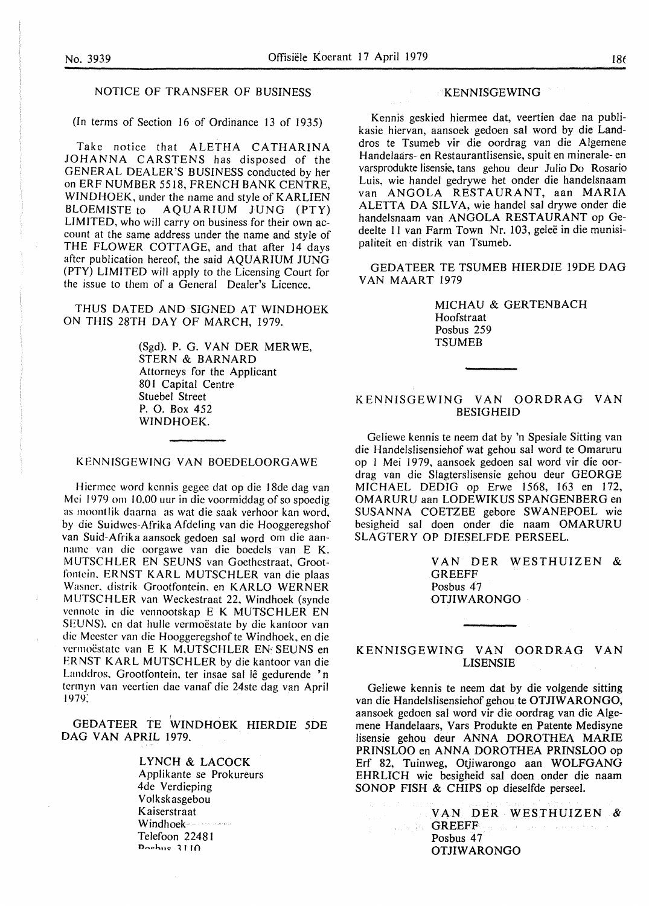## NOTICE OF TRANSFER OF BUSINESS

(In terms of Section 16 of Ordinance 13 of 1935)

Take notice that ALETHA CATHARINA JOHANNA CARSTENS has disposed of the GENERAL DEALER'S BUSINESS conducted by her on ERF NUMBER 5518, FRENCH BANK CENTRE, WINDHOEK, under the name and style of KARLIEN BLOEMISTE to AQUARIUM JUNG (PTY) LIMITED, who will carry on business for their own account at the same address under the name and style of THE FLOWER COTTAGE, and that after 14 days after publication hereof, the said AQUARIUM JUNG (PTY) LIMITED will apply to the Licensing Court for the issue to them of a General Dealer's Licence.

THUS DATED AND SIGNED AT WINDHOEK ON THIS 28TH DAY OF MARCH, 1979.

(Sgd). P. G. VAN DER MERWE,
STERN & BARNARD
Attorneys for the Applicant
801 Capital Centre
Stuebel Street
P. O. Box 452
WINDHOEK.

## KENNISGEWING VAN BOEDELOORGAWE

Hiermee word kennis gegee dat op die 18de dag van Mei 1979 om 10.00 uur in die voormiddag of so spoedig as moontlik daarna as wat die saak verhoor kan word, by die Suidwes-Afrika Afdeling van die Hooggeregshof van Suid-Afrika aansoek gedoen sal word om die aanname van die oorgawe van die boedels van E K. MUTSCHLER EN SEUNS van Goethestraat, Grootfontein, ERNST KARL MUTSCHLER van die plaas Wasner, distrik Grootfontein, en KARLO WERNER MUTSCHLER van Weckestraat 22, Windhoek (synde vennote in die vennootskap E K MUTSCHLER EN SEUNS), en dat hulle vermoëstate by die kantoor van die Meester van die Hooggeregshof te Windhoek, en die vermoëstate van E K M.UTSCHLER EN SEUNS en ERNST KARL MUTSCHLER by die kantoor van die Landdros, Grootfontein, ter insae sal lê gedurende 'n termyn van veertien dae vanaf die 24ste dag van April 1979.

GEDATEER TE WINDHOEK HIERDIE 5DE DAG VAN APRIL 1979.

LYNCH & LACOCK
Applikante se Prokureurs
4de Verdieping
Volkskasgebou
Kaiserstraat
Windhoek
Telefoon 22481
Posbus 3110

## KENNISGEWING

Kennis geskied hiermee dat, veertien dae na publikasie hiervan, aansoek gedoen sal word by die Landdros te Tsumeb vir die oordrag van die Algemene Handelaars- en Restaurantlisensie, spuit en minerale- en varsprodukte lisensie, tans gehou deur Julio Do Rosario Luis, wie handel gedrywe het onder die handelsnaam van ANGOLA RESTAURANT, aan MARIA ALETTA DA SILVA, wie handel sal drywe onder die handelsnaam van ANGOLA RESTAURANT op Gedeelte 11 van Farm Town Nr. 103, geleë in die munisipaliteit en distrik van Tsumeb.

GEDATEER TE TSUMEB HIERDIE 19DE DAG VAN MAART 1979

MICHAU & GERTENBACH
Hoofstraat
Posbus 259
TSUMEB

## KENNISGEWING VAN OORDRAG VAN BESIGHEID

Geliewe kennis te neem dat by 'n Spesiale Sitting van die Handelslisensiehof wat gehou sal word te Omaruru op 1 Mei 1979, aansoek gedoen sal word vir die oordrag van die Slagterslisensie gehou deur GEORGE MICHAEL DEDIG op Erwe 1568, 163 en 172, OMARURU aan LODEWIKUS SPANGENBERG en SUSANNA COETZEE gebore SWANEPOEL wie besigheid sal doen onder die naam OMARURU SLAGTERY OP DIESELFDE PERSEEL.

VAN DER WESTHUIZEN & GREEFF
Posbus 47
OTJIWARONGO

## KENNISGEWING VAN OORDRAG VAN LISENSIE

Geliewe kennis te neem dat by die volgende sitting van die Handelslisensiehof gehou te OTJIWARONGO, aansoek gedoen sal word vir die oordrag van die Algemene Handelaars, Vars Produkte en Patente Medisyne lisensie gehou deur ANNA DOROTHEA MARIE PRINSLOO en ANNA DOROTHEA PRINSLOO op Erf 82, Tuinweg, Otjiwarongo aan WOLFGANG EHRLICH wie besigheid sal doen onder die naam SONOP FISH & CHIPS op dieselfde perseel.

VAN DER WESTHUIZEN & GREEFF
Posbus 47
OTJIWARONGO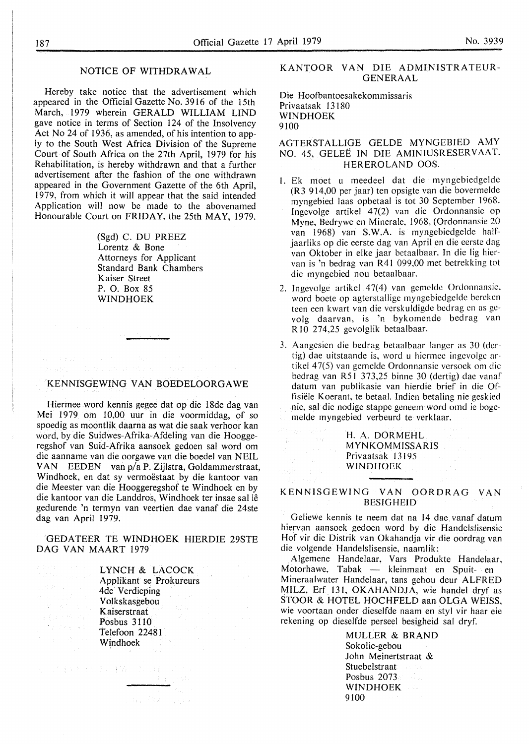## NOTICE OF WITHDRAWAL

Hereby take notice that the advertisement which appeared in the Official Gazette No. 3916 of the 15th March, 1979 wherein GERALD WILLIAM LIND gave notice in terms of Section 124 of the Insolvency Act No 24 of 1936, as amended, of his intention to apply to the South West Africa Division of the Supreme Court of South Africa on the 27th April, 1979 for his Rehabilitation, is hereby withdrawn and that a further advertisement after the fashion of the one withdrawn appeared in the Government Gazette of the 6th April, 1979, from which it will appear that the said intended Application will now be made to the abovenamed Honourable Court on FRIDAY, the 25th MAY, 1979.

(Sgd) C. DU PREEZ
Lorentz & Bone
Attorneys for Applicant
Standard Bank Chambers
Kaiser Street
P. O. Box 85
WINDHOEK

---

## KENNISGEWING VAN BOEDELOORGAWE

Hiermee word kennis gegee dat op die 18de dag van Mei 1979 om 10,00 uur in die voormiddag, of so spoedig as moontlik daarna as wat die saak verhoor kan word, by die Suidwes-Afrika-Afdeling van die Hooggeregshof van Suid-Afrika aansoek gedoen sal word om die aanname van die oorgawe van die boedel van NEIL VAN EEDEN van p/a P. Zijlstra, Goldammerstraat, Windhoek, en dat sy vermoëstaat by die kantoor van die Meester van die Hooggeregshof te Windhoek en by die kantoor van die Landdros, Windhoek ter insae sal lê gedurende 'n termyn van veertien dae vanaf die 24ste dag van April 1979.

GEDATEER TE WINDHOEK HIERDIE 29STE DAG VAN MAART 1979

LYNCH & LACOCK
Applikant se Prokureurs
4de Verdieping
Volkskasgebou
Kaiserstraat
Posbus 3110
Telefoon 22481
Windhoek

---

## KANTOOR VAN DIE ADMINISTRATEUR-GENERAAL

Die Hoofbantoesakekommissaris
Privaatsak 13180
WINDHOEK
9100

### AGTERSTALLIGE GELDE MYNGEBIED AMY NO. 45, GELEË IN DIE AMINIUSRESERVAAT, HEREROLAND OOS.

1. Ek moet u meedeel dat die myngebiedgelde (R3 914,00 per jaar) ten opsigte van die bovermelde myngebied laas opbetaal is tot 30 September 1968. Ingevolge artikel 47(2) van die Ordonnansie op Myne, Bedrywe en Minerale, 1968, (Ordonnansie 20 van 1968) van S.W.A. is myngebiedgelde halfjaarliks op die eerste dag van April en die eerste dag van Oktober in elke jaar betaalbaar. In die lig hiervan is 'n bedrag van R41 099,00 met betrekking tot die myngebied nou betaalbaar.
2. Ingevolge artikel 47(4) van gemelde Ordonnansie, word boete op agterstallige myngebiedgelde bereken teen een kwart van die verskuldigde bedrag en as gevolg daarvan, is 'n bykomende bedrag van R10 274,25 gevolglik betaalbaar.
3. Aangesien die bedrag betaalbaar langer as 30 (dertig) dae uitstaande is, word u hiermee ingevolge artikel 47(5) van gemelde Ordonnansie versoek om die bedrag van R51 373,25 binne 30 (dertig) dae vanaf datum van publikasie van hierdie brief in die Offisiële Koerant, te betaal. Indien betaling nie geskied nie, sal die nodige stappe geneem word omd ie bogemelde myngebied verbeurd te verklaar.

H. A. DORMEHL
MYNKOMMISSARIS
Privaatsak 13195
WINDHOEK

---

## KENNISGEWING VAN OORDRAG VAN BESIGHEID

Geliewe kennis te neem dat na 14 dae vanaf datum hiervan aansoek gedoen word by die Handelslisensie Hof vir die Distrik van Okahandja vir die oordrag van die volgende Handelslisensie, naamlik:

Algemene Handelaar, Vars Produkte Handelaar, Motorhawe, Tabak — kleinmaat en Spuit- en Mineraalwater Handelaar, tans gehou deur ALFRED MILZ, Erf 131, OKAHANDJA, wie handel dryf as STOOR & HOTEL HOCHFELD aan OLGA WEISS, wie voortaan onder dieselfde naam en styl vir haar eie rekening op dieselfde perseel besigheid sal dryf.

MULLER & BRAND
Sokolic-gebou
John Meinertstraat &
Stuebelstraat
Posbus 2073
WINDHOEK
9100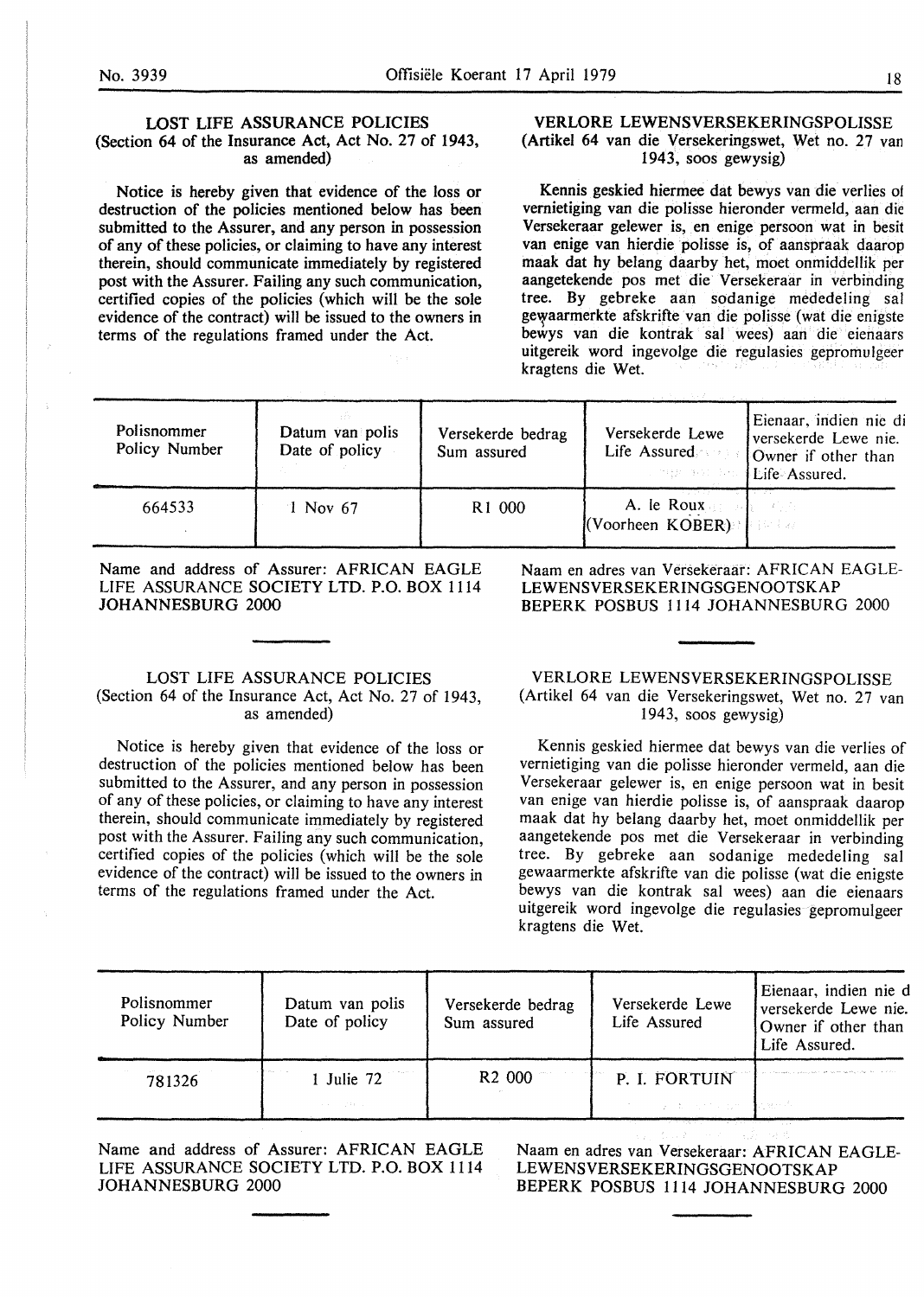## LOST LIFE ASSURANCE POLICIES
(Section 64 of the Insurance Act, Act No. 27 of 1943, as amended)

Notice is hereby given that evidence of the loss or destruction of the policies mentioned below has been submitted to the Assurer, and any person in possession of any of these policies, or claiming to have any interest therein, should communicate immediately by registered post with the Assurer. Failing any such communication, certified copies of the policies (which will be the sole evidence of the contract) will be issued to the owners in terms of the regulations framed under the Act.

## VERLORE LEWENSVERSEKERINGSPOLISSE
(Artikel 64 van die Versekeringswet, Wet no. 27 van 1943, soos gewysig)

Kennis geskied hiermee dat bewys van die verlies of vernietiging van die polisse hieronder vermeld, aan die Versekeraar gelewer is, en enige persoon wat in besit van enige van hierdie polisse is, of aanspraak daarop maak dat hy belang daarby het, moet onmiddellik per aangetekende pos met die Versekeraar in verbinding tree. By gebreke aan sodanige mededeling sal gewaarmerkte afskrifte van die polisse (wat die enigste bewys van die kontrak sal wees) aan die eienaars uitgereik word ingevolge die regulasies gepromulgeer kragtens die Wet.

| Polisnommer Policy Number | Datum van polis Date of policy | Versekerde bedrag Sum assured | Versekerde Lewe Life Assured | Eienaar, indien nie di versekerde Lewe nie. Owner if other than Life Assured. |
|---|---|---|---|---|
| 664533 | 1 Nov 67 | R1 000 | A. le Roux (Voorheen KÖBER) | |

Name and address of Assurer: AFRICAN EAGLE LIFE ASSURANCE SOCIETY LTD. P.O. BOX 1114 JOHANNESBURG 2000

Naam en adres van Versekeraar: AFRICAN EAGLE-LEWENSVERSEKERINGSGENOOTSKAP BEPERK POSBUS 1114 JOHANNESBURG 2000

## LOST LIFE ASSURANCE POLICIES
(Section 64 of the Insurance Act, Act No. 27 of 1943, as amended)

Notice is hereby given that evidence of the loss or destruction of the policies mentioned below has been submitted to the Assurer, and any person in possession of any of these policies, or claiming to have any interest therein, should communicate immediately by registered post with the Assurer. Failing any such communication, certified copies of the policies (which will be the sole evidence of the contract) will be issued to the owners in terms of the regulations framed under the Act.

## VERLORE LEWENSVERSEKERINGSPOLISSE
(Artikel 64 van die Versekeringswet, Wet no. 27 van 1943, soos gewysig)

Kennis geskied hiermee dat bewys van die verlies of vernietiging van die polisse hieronder vermeld, aan die Versekeraar gelewer is, en enige persoon wat in besit van enige van hierdie polisse is, of aanspraak daarop maak dat hy belang daarby het, moet onmiddellik per aangetekende pos met die Versekeraar in verbinding tree. By gebreke aan sodanige mededeling sal gewaarmerkte afskrifte van die polisse (wat die enigste bewys van die kontrak sal wees) aan die eienaars uitgereik word ingevolge die regulasies gepromulgeer kragtens die Wet.

| Polisnommer Policy Number | Datum van polis Date of policy | Versekerde bedrag Sum assured | Versekerde Lewe Life Assured | Eienaar, indien nie d versekerde Lewe nie. Owner if other than Life Assured. |
|---|---|---|---|---|
| 781326 | 1 Julie 72 | R2 000 | P. I. FORTUIN | |

Name and address of Assurer: AFRICAN EAGLE LIFE ASSURANCE SOCIETY LTD. P.O. BOX 1114 JOHANNESBURG 2000

Naam en adres van Versekeraar: AFRICAN EAGLE-LEWENSVERSEKERINGSGENOOTSKAP BEPERK POSBUS 1114 JOHANNESBURG 2000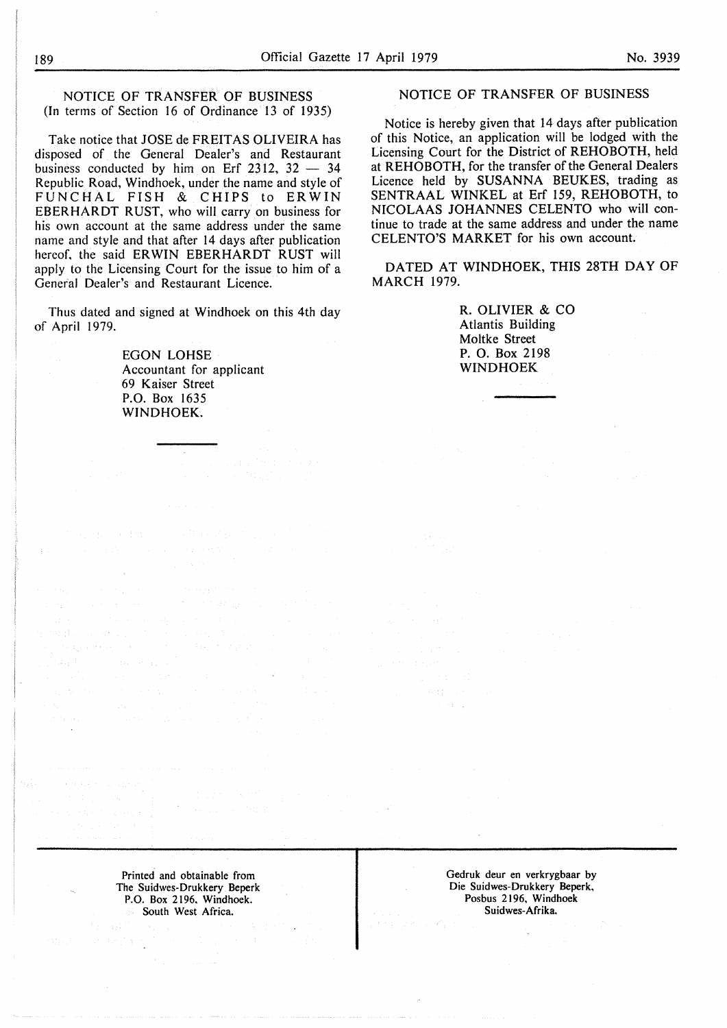## NOTICE OF TRANSFER OF BUSINESS
(In terms of Section 16 of Ordinance 13 of 1935)

Take notice that JOSE de FREITAS OLIVEIRA has disposed of the General Dealer's and Restaurant business conducted by him on Erf 2312, 32 — 34 Republic Road, Windhoek, under the name and style of FUNCHAL FISH & CHIPS to ERWIN EBERHARDT RUST, who will carry on business for his own account at the same address under the same name and style and that after 14 days after publication hereof, the said ERWIN EBERHARDT RUST will apply to the Licensing Court for the issue to him of a General Dealer's and Restaurant Licence.

Thus dated and signed at Windhoek on this 4th day of April 1979.

EGON LOHSE
Accountant for applicant
69 Kaiser Street
P.O. Box 1635
WINDHOEK.

---

## NOTICE OF TRANSFER OF BUSINESS

Notice is hereby given that 14 days after publication of this Notice, an application will be lodged with the Licensing Court for the District of REHOBOTH, held at REHOBOTH, for the transfer of the General Dealers Licence held by SUSANNA BEUKES, trading as SENTRAAL WINKEL at Erf 159, REHOBOTH, to NICOLAAS JOHANNES CELENTO who will continue to trade at the same address and under the name CELENTO'S MARKET for his own account.

DATED AT WINDHOEK, THIS 28TH DAY OF MARCH 1979.

R. OLIVIER & CO
Atlantis Building
Moltke Street
P. O. Box 2198
WINDHOEK

---

Printed and obtainable from
The Suidwes-Drukkery Beperk
P.O. Box 2196, Windhoek.
South West Africa.

Gedruk deur en verkrygbaar by
Die Suidwes-Drukkery Beperk,
Posbus 2196, Windhoek
Suidwes-Afrika.